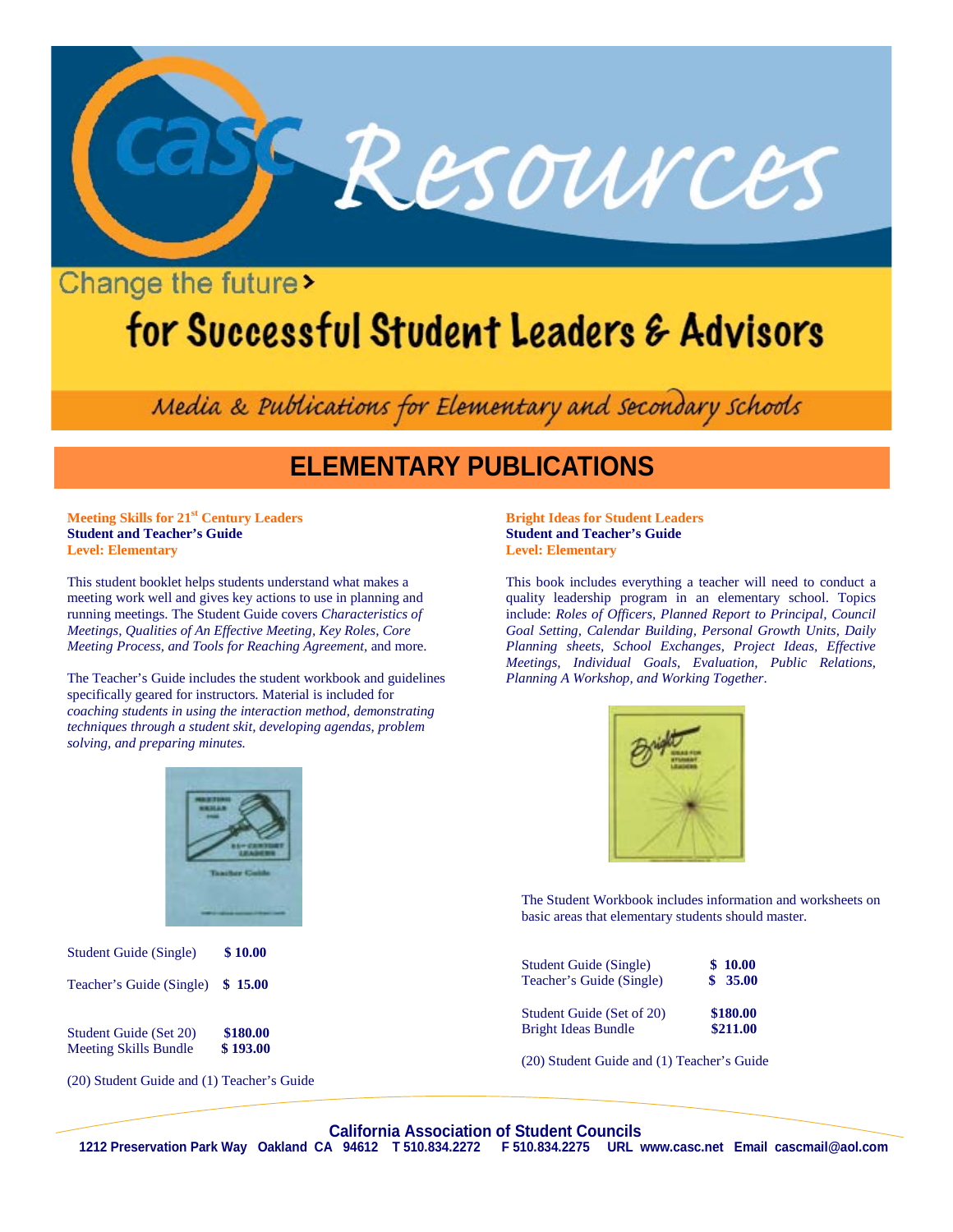# casc Resources

Change the future>

## for Successful Student Leaders & Advisors

*Media & Publications for Elementary and Secondary Schools*

## ELEMENTARY PUBLICATIONS

**Meeting Skills for 21st Century Leaders**
**Student and Teacher's Guide**
**Level: Elementary**

This student booklet helps students understand what makes a meeting work well and gives key actions to use in planning and running meetings. The Student Guide covers *Characteristics of Meetings, Qualities of An Effective Meeting, Key Roles, Core Meeting Process, and Tools for Reaching Agreement,* and more.

The Teacher's Guide includes the student workbook and guidelines specifically geared for instructors. Material is included for *coaching students in using the interaction method, demonstrating techniques through a student skit, developing agendas, problem solving, and preparing minutes.*

| | |
|---|---|
| Student Guide (Single) | **$ 10.00** |
| Teacher's Guide (Single) | **$ 15.00** |
| Student Guide (Set 20) | **$180.00** |
| Meeting Skills Bundle | **$ 193.00** |

(20) Student Guide and (1) Teacher's Guide

**Bright Ideas for Student Leaders**
**Student and Teacher's Guide**
**Level: Elementary**

This book includes everything a teacher will need to conduct a quality leadership program in an elementary school. Topics include: *Roles of Officers, Planned Report to Principal, Council Goal Setting, Calendar Building, Personal Growth Units, Daily Planning sheets, School Exchanges, Project Ideas, Effective Meetings, Individual Goals, Evaluation, Public Relations, Planning A Workshop, and Working Together*.

The Student Workbook includes information and worksheets on basic areas that elementary students should master.

| | |
|---|---|
| Student Guide (Single) | **$ 10.00** |
| Teacher's Guide (Single) | **$ 35.00** |
| Student Guide (Set of 20) | **$180.00** |
| Bright Ideas Bundle | **$211.00** |

(20) Student Guide and (1) Teacher's Guide

**California Association of Student Councils**
**1212 Preservation Park Way Oakland CA 94612 T 510.834.2272 F 510.834.2275 URL www.casc.net Email cascmail@aol.com**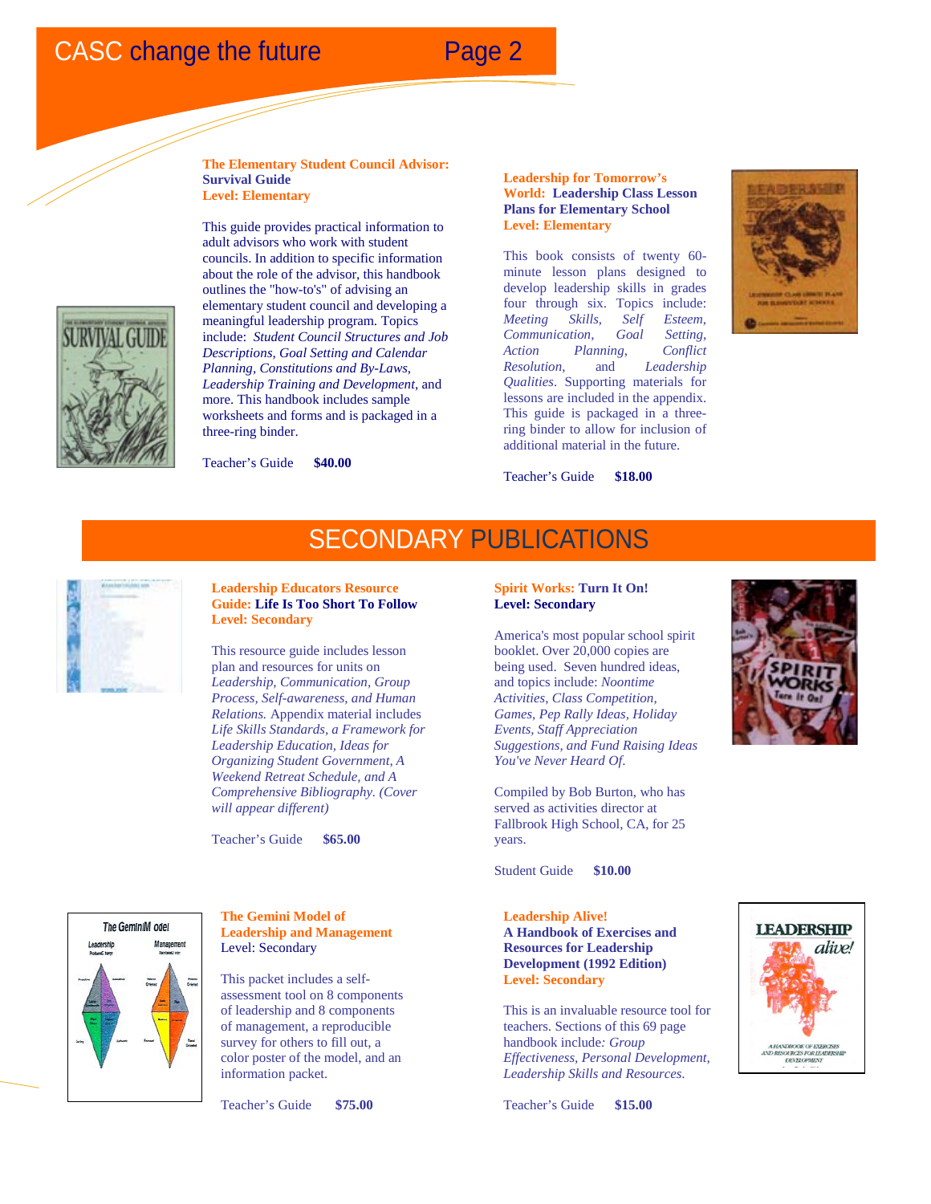### The Elementary Student Council Advisor: Survival Guide
**Level: Elementary**

This guide provides practical information to adult advisors who work with student councils. In addition to specific information about the role of the advisor, this handbook outlines the "how-to's" of advising an elementary student council and developing a meaningful leadership program. Topics include: *Student Council Structures and Job Descriptions, Goal Setting and Calendar Planning, Constitutions and By-Laws, Leadership Training and Development*, and more. This handbook includes sample worksheets and forms and is packaged in a three-ring binder.

Teacher's Guide **$40.00**

### Leadership for Tomorrow's World: Leadership Class Lesson Plans for Elementary School
**Level: Elementary**

This book consists of twenty 60-minute lesson plans designed to develop leadership skills in grades four through six. Topics include: *Meeting Skills, Self Esteem, Communication, Goal Setting, Action Planning, Conflict Resolution,* and *Leadership Qualities*. Supporting materials for lessons are included in the appendix. This guide is packaged in a three-ring binder to allow for inclusion of additional material in the future.

Teacher's Guide **$18.00**

## SECONDARY PUBLICATIONS

### Leadership Educators Resource Guide: Life Is Too Short To Follow
**Level: Secondary**

This resource guide includes lesson plan and resources for units on *Leadership, Communication, Group Process, Self-awareness, and Human Relations.* Appendix material includes *Life Skills Standards, a Framework for Leadership Education, Ideas for Organizing Student Government, A Weekend Retreat Schedule, and A Comprehensive Bibliography. (Cover will appear different)*

Teacher's Guide **$65.00**

### Spirit Works: Turn It On!
**Level: Secondary**

America's most popular school spirit booklet. Over 20,000 copies are being used. Seven hundred ideas, and topics include: *Noontime Activities, Class Competition, Games, Pep Rally Ideas, Holiday Events, Staff Appreciation Suggestions, and Fund Raising Ideas You've Never Heard Of.*

Compiled by Bob Burton, who has served as activities director at Fallbrook High School, CA, for 25 years.

Student Guide **$10.00**

### The Gemini Model of Leadership and Management
Level: Secondary

This packet includes a self-assessment tool on 8 components of leadership and 8 components of management, a reproducible survey for others to fill out, a color poster of the model, and an information packet.

Teacher's Guide **$75.00**

### Leadership Alive! A Handbook of Exercises and Resources for Leadership Development (1992 Edition)
**Level: Secondary**

This is an invaluable resource tool for teachers. Sections of this 69 page handbook include: *Group Effectiveness, Personal Development, Leadership Skills and Resources.*

Teacher's Guide **$15.00**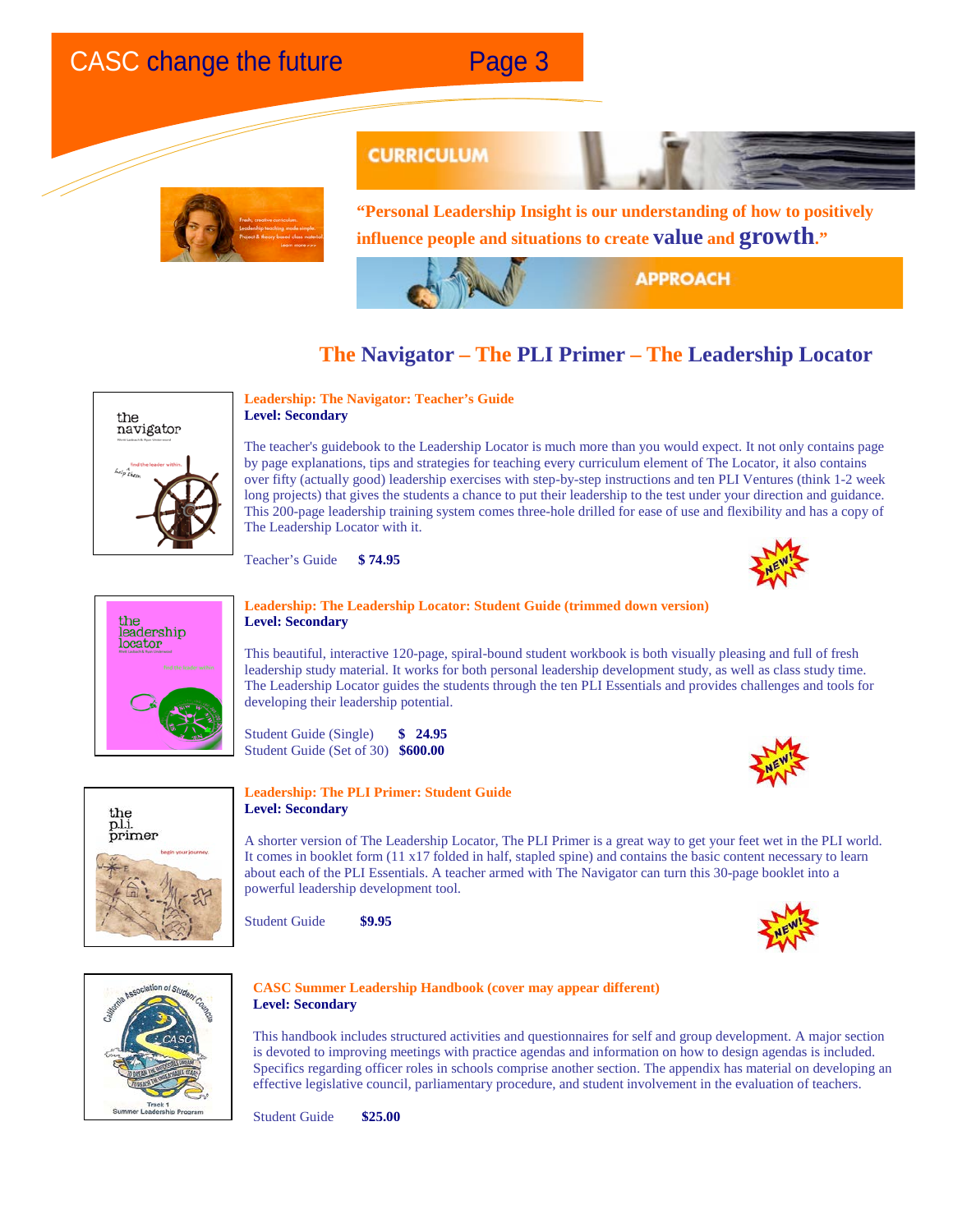**CURRICULUM**

**"Personal Leadership Insight is our understanding of how to positively influence people and situations to create value and growth."**

**APPROACH**

## The Navigator – The PLI Primer – The Leadership Locator

**Leadership: The Navigator: Teacher's Guide**
**Level: Secondary**

The teacher's guidebook to the Leadership Locator is much more than you would expect. It not only contains page by page explanations, tips and strategies for teaching every curriculum element of The Locator, it also contains over fifty (actually good) leadership exercises with step-by-step instructions and ten PLI Ventures (think 1-2 week long projects) that gives the students a chance to put their leadership to the test under your direction and guidance. This 200-page leadership training system comes three-hole drilled for ease of use and flexibility and has a copy of The Leadership Locator with it.

Teacher's Guide **$ 74.95**

NEW!

**Leadership: The Leadership Locator: Student Guide (trimmed down version)**
**Level: Secondary**

This beautiful, interactive 120-page, spiral-bound student workbook is both visually pleasing and full of fresh leadership study material. It works for both personal leadership development study, as well as class study time. The Leadership Locator guides the students through the ten PLI Essentials and provides challenges and tools for developing their leadership potential.

Student Guide (Single) **$ 24.95**
Student Guide (Set of 30) **$600.00**

NEW!

**Leadership: The PLI Primer: Student Guide**
**Level: Secondary**

A shorter version of The Leadership Locator, The PLI Primer is a great way to get your feet wet in the PLI world. It comes in booklet form (11 x17 folded in half, stapled spine) and contains the basic content necessary to learn about each of the PLI Essentials. A teacher armed with The Navigator can turn this 30-page booklet into a powerful leadership development tool.

Student Guide **$9.95**

NEW!

**CASC Summer Leadership Handbook (cover may appear different)**
**Level: Secondary**

This handbook includes structured activities and questionnaires for self and group development. A major section is devoted to improving meetings with practice agendas and information on how to design agendas is included. Specifics regarding officer roles in schools comprise another section. The appendix has material on developing an effective legislative council, parliamentary procedure, and student involvement in the evaluation of teachers.

Student Guide **$25.00**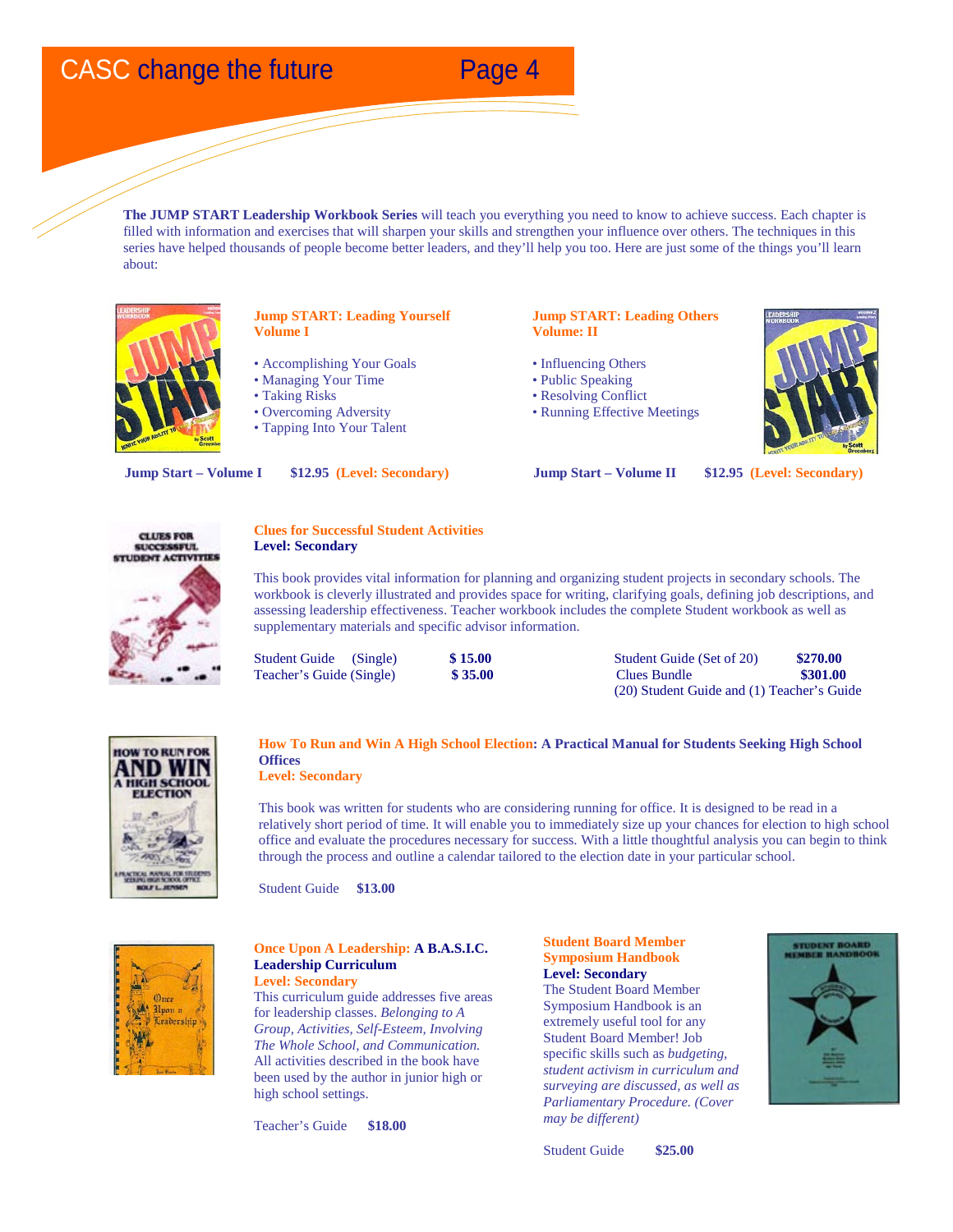**The JUMP START Leadership Workbook Series** will teach you everything you need to know to achieve success. Each chapter is filled with information and exercises that will sharpen your skills and strengthen your influence over others. The techniques in this series have helped thousands of people become better leaders, and they'll help you too. Here are just some of the things you'll learn about:

### Jump START: Leading Yourself Volume I

- Accomplishing Your Goals
- Managing Your Time
- Taking Risks
- Overcoming Adversity
- Tapping Into Your Talent

**Jump Start – Volume I** **$12.95** **(Level: Secondary)**

### Jump START: Leading Others Volume: II

- Influencing Others
- Public Speaking
- Resolving Conflict
- Running Effective Meetings

**Jump Start – Volume II** **$12.95** **(Level: Secondary)**

### Clues for Successful Student Activities

**Level: Secondary**

This book provides vital information for planning and organizing student projects in secondary schools. The workbook is cleverly illustrated and provides space for writing, clarifying goals, defining job descriptions, and assessing leadership effectiveness. Teacher workbook includes the complete Student workbook as well as supplementary materials and specific advisor information.

Student Guide (Single) **$ 15.00**
Teacher's Guide (Single) **$ 35.00**
Student Guide (Set of 20) **$270.00**
Clues Bundle **$301.00**
(20) Student Guide and (1) Teacher's Guide

### How To Run and Win A High School Election: A Practical Manual for Students Seeking High School Offices

**Level: Secondary**

This book was written for students who are considering running for office. It is designed to be read in a relatively short period of time. It will enable you to immediately size up your chances for election to high school office and evaluate the procedures necessary for success. With a little thoughtful analysis you can begin to think through the process and outline a calendar tailored to the election date in your particular school.

Student Guide **$13.00**

### Once Upon A Leadership: A B.A.S.I.C. Leadership Curriculum

**Level: Secondary**

This curriculum guide addresses five areas for leadership classes. *Belonging to A Group, Activities, Self-Esteem, Involving The Whole School, and Communication.* All activities described in the book have been used by the author in junior high or high school settings.

Teacher's Guide **$18.00**

### Student Board Member Symposium Handbook

**Level: Secondary**

The Student Board Member Symposium Handbook is an extremely useful tool for any Student Board Member! Job specific skills such as *budgeting, student activism in curriculum and surveying are discussed, as well as Parliamentary Procedure. (Cover may be different)*

Student Guide **$25.00**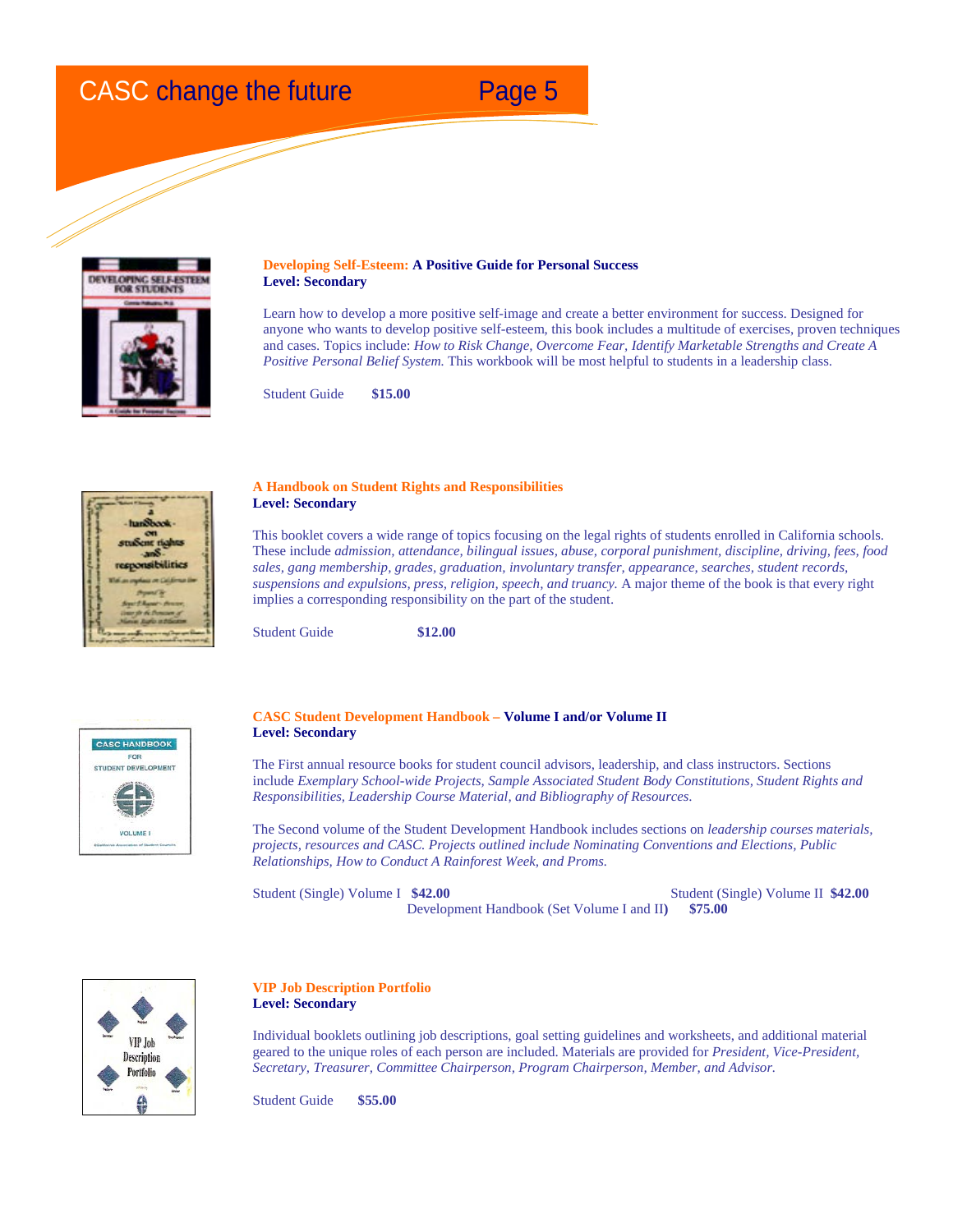**Developing Self-Esteem: A Positive Guide for Personal Success**
**Level: Secondary**

Learn how to develop a more positive self-image and create a better environment for success. Designed for anyone who wants to develop positive self-esteem, this book includes a multitude of exercises, proven techniques and cases. Topics include: *How to Risk Change, Overcome Fear, Identify Marketable Strengths and Create A Positive Personal Belief System.* This workbook will be most helpful to students in a leadership class.

Student Guide **$15.00**

**A Handbook on Student Rights and Responsibilities**
**Level: Secondary**

This booklet covers a wide range of topics focusing on the legal rights of students enrolled in California schools. These include *admission, attendance, bilingual issues, abuse, corporal punishment, discipline, driving, fees, food sales, gang membership, grades, graduation, involuntary transfer, appearance, searches, student records, suspensions and expulsions, press, religion, speech, and truancy.* A major theme of the book is that every right implies a corresponding responsibility on the part of the student.

Student Guide **$12.00**

**CASC Student Development Handbook – Volume I and/or Volume II**
**Level: Secondary**

The First annual resource books for student council advisors, leadership, and class instructors. Sections include *Exemplary School-wide Projects, Sample Associated Student Body Constitutions, Student Rights and Responsibilities, Leadership Course Material, and Bibliography of Resources.*

The Second volume of the Student Development Handbook includes sections on *leadership courses materials, projects, resources and CASC. Projects outlined include Nominating Conventions and Elections, Public Relationships, How to Conduct A Rainforest Week, and Proms.*

Student (Single) Volume I **$42.00**
Student (Single) Volume II **$42.00**
Development Handbook (Set Volume I and II**)** **$75.00**

**VIP Job Description Portfolio**
**Level: Secondary**

Individual booklets outlining job descriptions, goal setting guidelines and worksheets, and additional material geared to the unique roles of each person are included. Materials are provided for *President, Vice-President, Secretary, Treasurer, Committee Chairperson, Program Chairperson, Member, and Advisor.*

Student Guide **$55.00**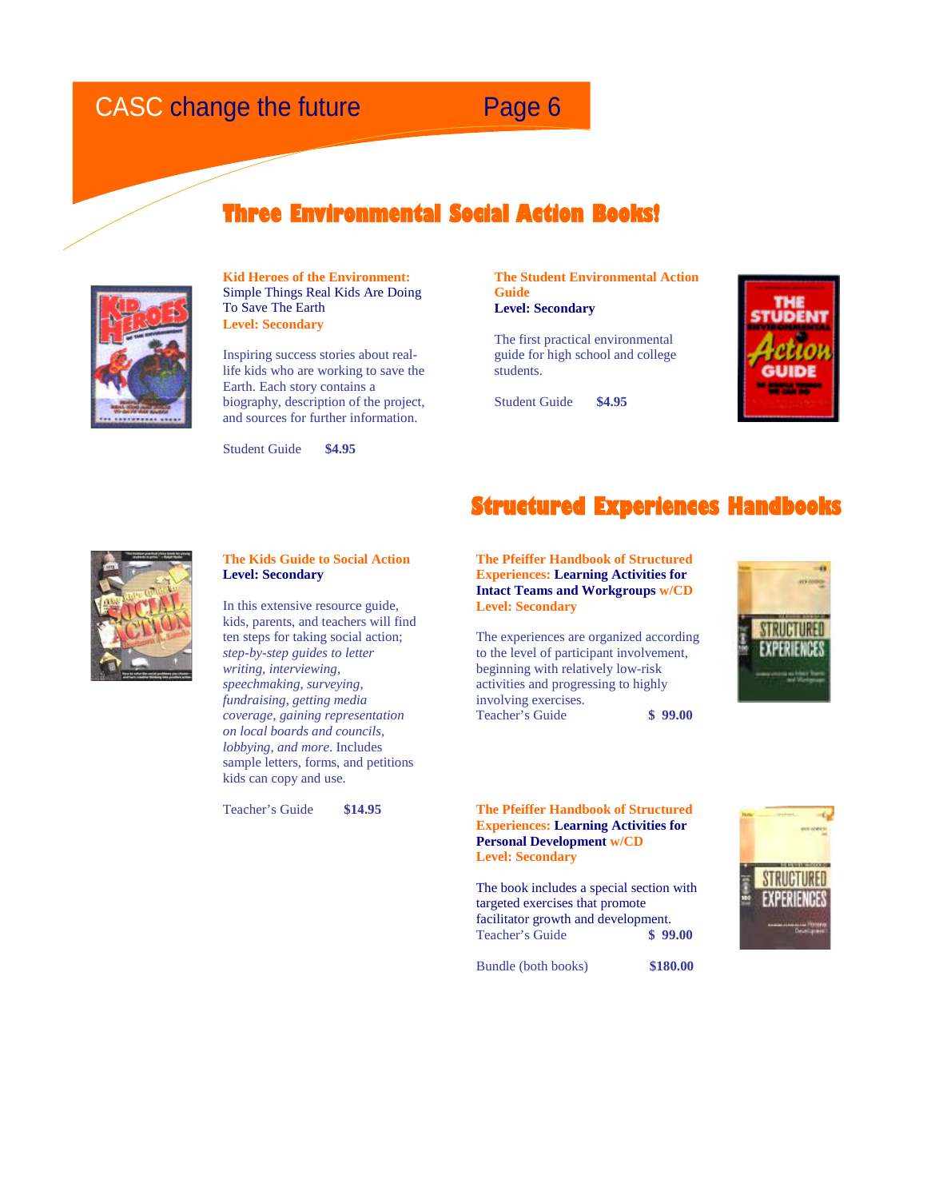## Three Environmental Social Action Books!

**Kid Heroes of the Environment:** Simple Things Real Kids Are Doing To Save The Earth
**Level: Secondary**

Inspiring success stories about real-life kids who are working to save the Earth. Each story contains a biography, description of the project, and sources for further information.

Student Guide **$4.95**

**The Student Environmental Action Guide**
**Level: Secondary**

The first practical environmental guide for high school and college students.

Student Guide **$4.95**

**The Kids Guide to Social Action**
**Level: Secondary**

In this extensive resource guide, kids, parents, and teachers will find ten steps for taking social action; *step-by-step guides to letter writing, interviewing, speechmaking, surveying, fundraising, getting media coverage, gaining representation on local boards and councils, lobbying, and more*. Includes sample letters, forms, and petitions kids can copy and use.

Teacher's Guide **$14.95**

## Structured Experiences Handbooks

**The Pfeiffer Handbook of Structured Experiences: Learning Activities for Intact Teams and Workgroups w/CD**
**Level: Secondary**

The experiences are organized according to the level of participant involvement, beginning with relatively low-risk activities and progressing to highly involving exercises.
Teacher's Guide **$ 99.00**

**The Pfeiffer Handbook of Structured Experiences: Learning Activities for Personal Development w/CD**
**Level: Secondary**

The book includes a special section with targeted exercises that promote facilitator growth and development.
Teacher's Guide **$ 99.00**

Bundle (both books) **$180.00**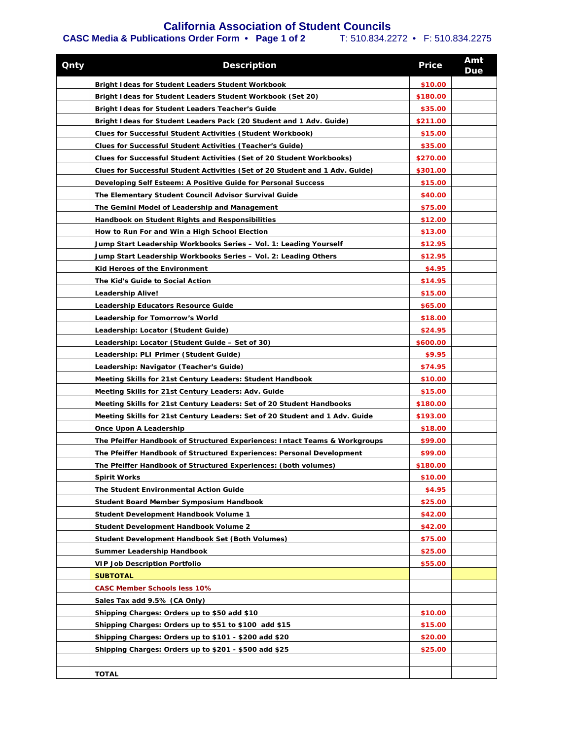# California Association of Student Councils

**CASC Media & Publications Order Form • Page 1 of 2** T: 510.834.2272 • F: 510.834.2275

| Qnty | Description | Price | Amt Due |
|---|---|---|---|
| | Bright Ideas for Student Leaders Student Workbook | $10.00 | |
| | Bright Ideas for Student Leaders Student Workbook (Set 20) | $180.00 | |
| | Bright Ideas for Student Leaders Teacher's Guide | $35.00 | |
| | Bright Ideas for Student Leaders Pack (20 Student and 1 Adv. Guide) | $211.00 | |
| | Clues for Successful Student Activities (Student Workbook) | $15.00 | |
| | Clues for Successful Student Activities (Teacher's Guide) | $35.00 | |
| | Clues for Successful Student Activities (Set of 20 Student Workbooks) | $270.00 | |
| | Clues for Successful Student Activities (Set of 20 Student and 1 Adv. Guide) | $301.00 | |
| | Developing Self Esteem: A Positive Guide for Personal Success | $15.00 | |
| | The Elementary Student Council Advisor Survival Guide | $40.00 | |
| | The Gemini Model of Leadership and Management | $75.00 | |
| | Handbook on Student Rights and Responsibilities | $12.00 | |
| | How to Run For and Win a High School Election | $13.00 | |
| | Jump Start Leadership Workbooks Series – Vol. 1: Leading Yourself | $12.95 | |
| | Jump Start Leadership Workbooks Series – Vol. 2: Leading Others | $12.95 | |
| | Kid Heroes of the Environment | $4.95 | |
| | The Kid's Guide to Social Action | $14.95 | |
| | Leadership Alive! | $15.00 | |
| | Leadership Educators Resource Guide | $65.00 | |
| | Leadership for Tomorrow's World | $18.00 | |
| | Leadership: Locator (Student Guide) | $24.95 | |
| | Leadership: Locator (Student Guide – Set of 30) | $600.00 | |
| | Leadership: PLI Primer (Student Guide) | $9.95 | |
| | Leadership: Navigator (Teacher's Guide) | $74.95 | |
| | Meeting Skills for 21st Century Leaders: Student Handbook | $10.00 | |
| | Meeting Skills for 21st Century Leaders: Adv. Guide | $15.00 | |
| | Meeting Skills for 21st Century Leaders: Set of 20 Student Handbooks | $180.00 | |
| | Meeting Skills for 21st Century Leaders: Set of 20 Student and 1 Adv. Guide | $193.00 | |
| | Once Upon A Leadership | $18.00 | |
| | The Pfeiffer Handbook of Structured Experiences: Intact Teams & Workgroups | $99.00 | |
| | The Pfeiffer Handbook of Structured Experiences: Personal Development | $99.00 | |
| | The Pfeiffer Handbook of Structured Experiences: (both volumes) | $180.00 | |
| | Spirit Works | $10.00 | |
| | The Student Environmental Action Guide | $4.95 | |
| | Student Board Member Symposium Handbook | $25.00 | |
| | Student Development Handbook Volume 1 | $42.00 | |
| | Student Development Handbook Volume 2 | $42.00 | |
| | Student Development Handbook Set (Both Volumes) | $75.00 | |
| | Summer Leadership Handbook | $25.00 | |
| | VIP Job Description Portfolio | $55.00 | |
| | **SUBTOTAL** | | |
| | CASC Member Schools less 10% | | |
| | Sales Tax add 9.5% (CA Only) | | |
| | Shipping Charges: Orders up to $50 add $10 | $10.00 | |
| | Shipping Charges: Orders up to $51 to $100 add $15 | $15.00 | |
| | Shipping Charges: Orders up to $101 - $200 add $20 | $20.00 | |
| | Shipping Charges: Orders up to $201 - $500 add $25 | $25.00 | |
| | | | |
| | **TOTAL** | | |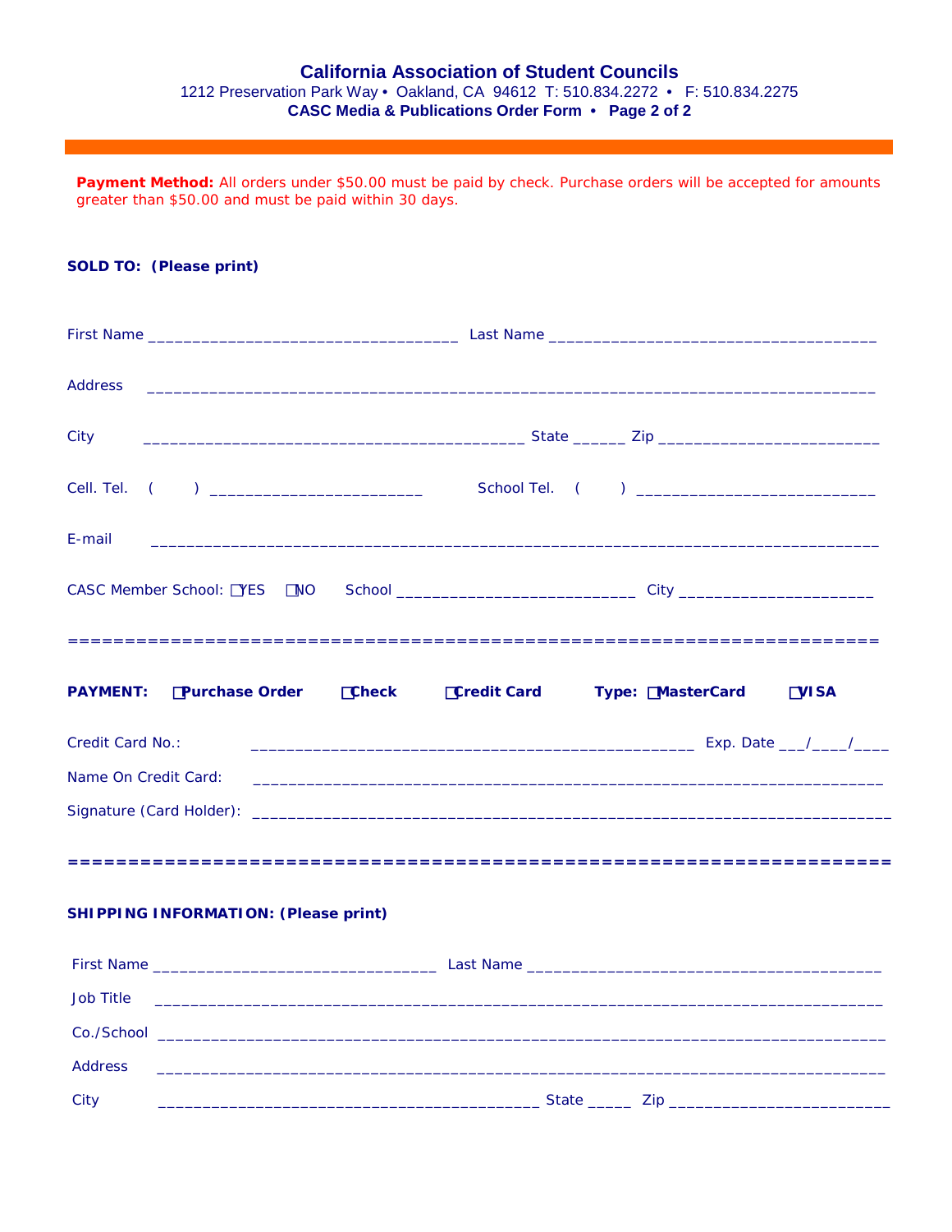# California Association of Student Councils

1212 Preservation Park Way • Oakland, CA 94612 T: 510.834.2272 • F: 510.834.2275

**CASC Media & Publications Order Form • Page 2 of 2**

**Payment Method:** All orders under $50.00 must be paid by check. Purchase orders will be accepted for amounts greater than $50.00 and must be paid within 30 days.

**SOLD TO: (Please print)**

First Name ___________________________________ Last Name _____________________________________

Address ________________________________________________________________________________

City __________________________________________ State ______ Zip ________________________

Cell. Tel. ( ) ________________________ School Tel. ( ) ___________________________

E-mail _________________________________________________________________________________

CASC Member School: ☐YES ☐NO School ___________________________ City ______________________

=========================================================================

**PAYMENT: ☐Purchase Order ☐Check ☐Credit Card Type: ☐MasterCard ☐VISA**

Credit Card No.: __________________________________________________ Exp. Date ___/____/____

Name On Credit Card: ______________________________________________________________________

Signature (Card Holder): ___________________________________________________________________

=========================================================================

**SHIPPING INFORMATION: (Please print)**

First Name ________________________________ Last Name ________________________________________

Job Title __________________________________________________________________________________

Co./School _________________________________________________________________________________

Address ___________________________________________________________________________________

City ___________________________________________ State _____ Zip _________________________